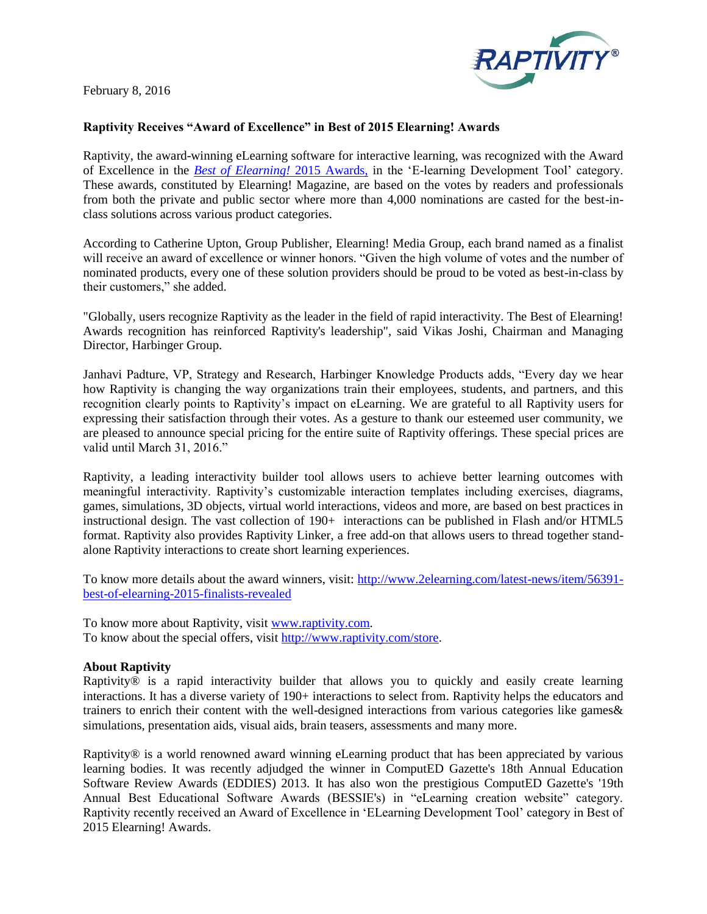February 8, 2016

**Raptivity Receives "Award of Excellence" in Best of 2015 Elearning! Awards**

Raptivity, the award-winning eLearning software for interactive learning, was recognized with the Award of Excellence in the [*Best of Elearning!* 2015 Awards,](#) in the 'E-learning Development Tool' category. These awards, constituted by Elearning! Magazine, are based on the votes by readers and professionals from both the private and public sector where more than 4,000 nominations are casted for the best-in-class solutions across various product categories.

According to Catherine Upton, Group Publisher, Elearning! Media Group, each brand named as a finalist will receive an award of excellence or winner honors. "Given the high volume of votes and the number of nominated products, every one of these solution providers should be proud to be voted as best-in-class by their customers," she added.

"Globally, users recognize Raptivity as the leader in the field of rapid interactivity. The Best of Elearning! Awards recognition has reinforced Raptivity's leadership", said Vikas Joshi, Chairman and Managing Director, Harbinger Group.

Janhavi Padture, VP, Strategy and Research, Harbinger Knowledge Products adds, "Every day we hear how Raptivity is changing the way organizations train their employees, students, and partners, and this recognition clearly points to Raptivity's impact on eLearning. We are grateful to all Raptivity users for expressing their satisfaction through their votes. As a gesture to thank our esteemed user community, we are pleased to announce special pricing for the entire suite of Raptivity offerings. These special prices are valid until March 31, 2016."

Raptivity, a leading interactivity builder tool allows users to achieve better learning outcomes with meaningful interactivity. Raptivity's customizable interaction templates including exercises, diagrams, games, simulations, 3D objects, virtual world interactions, videos and more, are based on best practices in instructional design. The vast collection of 190+ interactions can be published in Flash and/or HTML5 format. Raptivity also provides Raptivity Linker, a free add-on that allows users to thread together stand-alone Raptivity interactions to create short learning experiences.

To know more details about the award winners, visit: [http://www.2elearning.com/latest-news/item/56391-best-of-elearning-2015-finalists-revealed](http://www.2elearning.com/latest-news/item/56391-best-of-elearning-2015-finalists-revealed)

To know more about Raptivity, visit [www.raptivity.com](www.raptivity.com).
To know about the special offers, visit [http://www.raptivity.com/store](http://www.raptivity.com/store).

**About Raptivity**
Raptivity® is a rapid interactivity builder that allows you to quickly and easily create learning interactions. It has a diverse variety of 190+ interactions to select from. Raptivity helps the educators and trainers to enrich their content with the well-designed interactions from various categories like games& simulations, presentation aids, visual aids, brain teasers, assessments and many more.

Raptivity® is a world renowned award winning eLearning product that has been appreciated by various learning bodies. It was recently adjudged the winner in ComputED Gazette's 18th Annual Education Software Review Awards (EDDIES) 2013. It has also won the prestigious ComputED Gazette's '19th Annual Best Educational Software Awards (BESSIE's) in "eLearning creation website" category. Raptivity recently received an Award of Excellence in 'ELearning Development Tool' category in Best of 2015 Elearning! Awards.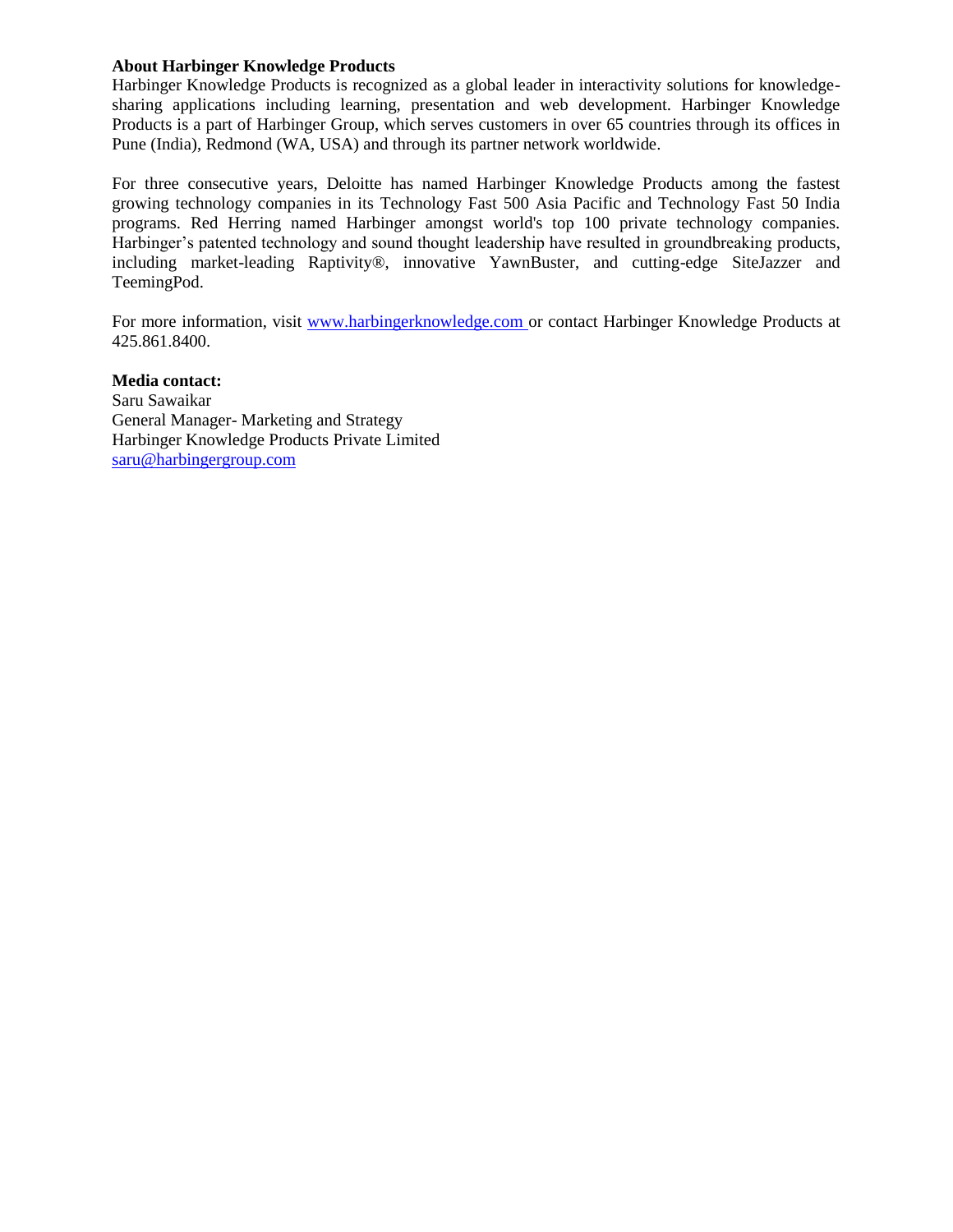**About Harbinger Knowledge Products**

Harbinger Knowledge Products is recognized as a global leader in interactivity solutions for knowledge-sharing applications including learning, presentation and web development. Harbinger Knowledge Products is a part of Harbinger Group, which serves customers in over 65 countries through its offices in Pune (India), Redmond (WA, USA) and through its partner network worldwide.

For three consecutive years, Deloitte has named Harbinger Knowledge Products among the fastest growing technology companies in its Technology Fast 500 Asia Pacific and Technology Fast 50 India programs. Red Herring named Harbinger amongst world's top 100 private technology companies. Harbinger's patented technology and sound thought leadership have resulted in groundbreaking products, including market-leading Raptivity®, innovative YawnBuster, and cutting-edge SiteJazzer and TeemingPod.

For more information, visit [www.harbingerknowledge.com](http://www.harbingerknowledge.com) or contact Harbinger Knowledge Products at 425.861.8400.

**Media contact:**

Saru Sawaikar
General Manager- Marketing and Strategy
Harbinger Knowledge Products Private Limited
[saru@harbingergroup.com](mailto:saru@harbingergroup.com)